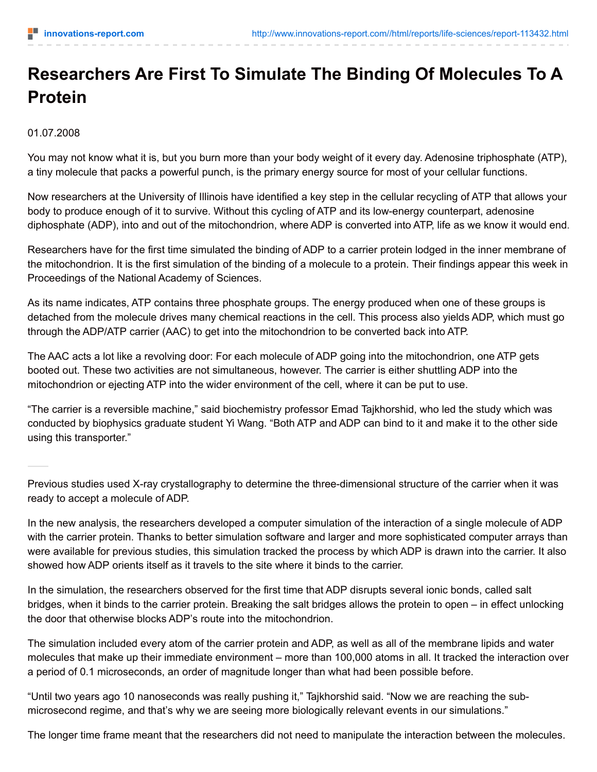# Researchers Are First To Simulate The Binding Of Molecules To A Protein

01.07.2008

You may not know what it is, but you burn more than your body weight of it every day. Adenosine triphosphate (ATP), a tiny molecule that packs a powerful punch, is the primary energy source for most of your cellular functions.

Now researchers at the University of Illinois have identified a key step in the cellular recycling of ATP that allows your body to produce enough of it to survive. Without this cycling of ATP and its low-energy counterpart, adenosine diphosphate (ADP), into and out of the mitochondrion, where ADP is converted into ATP, life as we know it would end.

Researchers have for the first time simulated the binding of ADP to a carrier protein lodged in the inner membrane of the mitochondrion. It is the first simulation of the binding of a molecule to a protein. Their findings appear this week in Proceedings of the National Academy of Sciences.

As its name indicates, ATP contains three phosphate groups. The energy produced when one of these groups is detached from the molecule drives many chemical reactions in the cell. This process also yields ADP, which must go through the ADP/ATP carrier (AAC) to get into the mitochondrion to be converted back into ATP.

The AAC acts a lot like a revolving door: For each molecule of ADP going into the mitochondrion, one ATP gets booted out. These two activities are not simultaneous, however. The carrier is either shuttling ADP into the mitochondrion or ejecting ATP into the wider environment of the cell, where it can be put to use.

"The carrier is a reversible machine," said biochemistry professor Emad Tajkhorshid, who led the study which was conducted by biophysics graduate student Yi Wang. "Both ATP and ADP can bind to it and make it to the other side using this transporter."

Previous studies used X-ray crystallography to determine the three-dimensional structure of the carrier when it was ready to accept a molecule of ADP.

In the new analysis, the researchers developed a computer simulation of the interaction of a single molecule of ADP with the carrier protein. Thanks to better simulation software and larger and more sophisticated computer arrays than were available for previous studies, this simulation tracked the process by which ADP is drawn into the carrier. It also showed how ADP orients itself as it travels to the site where it binds to the carrier.

In the simulation, the researchers observed for the first time that ADP disrupts several ionic bonds, called salt bridges, when it binds to the carrier protein. Breaking the salt bridges allows the protein to open – in effect unlocking the door that otherwise blocks ADP's route into the mitochondrion.

The simulation included every atom of the carrier protein and ADP, as well as all of the membrane lipids and water molecules that make up their immediate environment – more than 100,000 atoms in all. It tracked the interaction over a period of 0.1 microseconds, an order of magnitude longer than what had been possible before.

"Until two years ago 10 nanoseconds was really pushing it," Tajkhorshid said. "Now we are reaching the sub-microsecond regime, and that's why we are seeing more biologically relevant events in our simulations."

The longer time frame meant that the researchers did not need to manipulate the interaction between the molecules.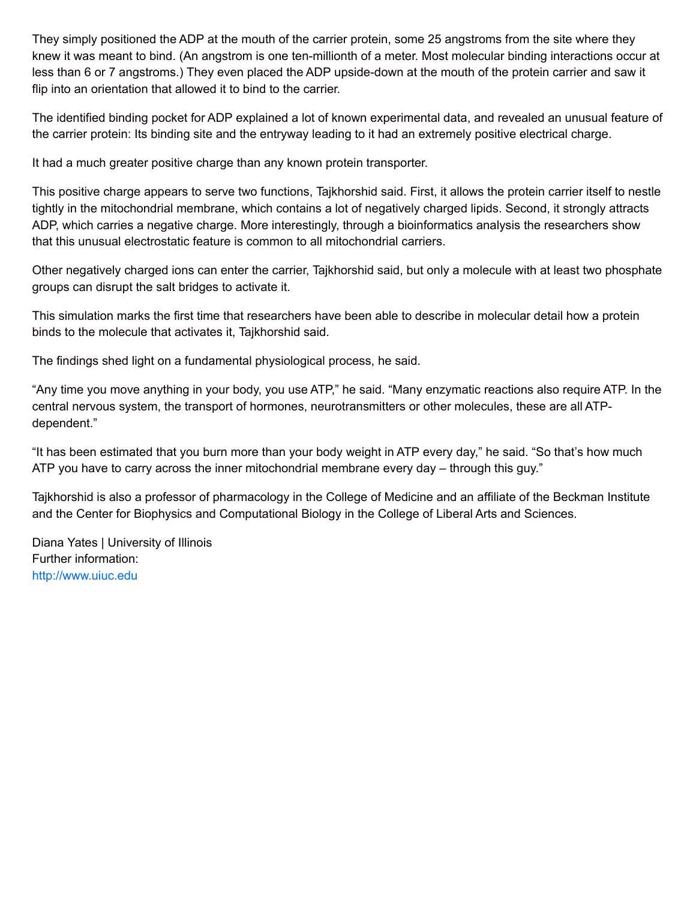They simply positioned the ADP at the mouth of the carrier protein, some 25 angstroms from the site where they knew it was meant to bind. (An angstrom is one ten-millionth of a meter. Most molecular binding interactions occur at less than 6 or 7 angstroms.) They even placed the ADP upside-down at the mouth of the protein carrier and saw it flip into an orientation that allowed it to bind to the carrier.

The identified binding pocket for ADP explained a lot of known experimental data, and revealed an unusual feature of the carrier protein: Its binding site and the entryway leading to it had an extremely positive electrical charge.

It had a much greater positive charge than any known protein transporter.

This positive charge appears to serve two functions, Tajkhorshid said. First, it allows the protein carrier itself to nestle tightly in the mitochondrial membrane, which contains a lot of negatively charged lipids. Second, it strongly attracts ADP, which carries a negative charge. More interestingly, through a bioinformatics analysis the researchers show that this unusual electrostatic feature is common to all mitochondrial carriers.

Other negatively charged ions can enter the carrier, Tajkhorshid said, but only a molecule with at least two phosphate groups can disrupt the salt bridges to activate it.

This simulation marks the first time that researchers have been able to describe in molecular detail how a protein binds to the molecule that activates it, Tajkhorshid said.

The findings shed light on a fundamental physiological process, he said.

"Any time you move anything in your body, you use ATP," he said. "Many enzymatic reactions also require ATP. In the central nervous system, the transport of hormones, neurotransmitters or other molecules, these are all ATP-dependent."

"It has been estimated that you burn more than your body weight in ATP every day," he said. "So that's how much ATP you have to carry across the inner mitochondrial membrane every day – through this guy."

Tajkhorshid is also a professor of pharmacology in the College of Medicine and an affiliate of the Beckman Institute and the Center for Biophysics and Computational Biology in the College of Liberal Arts and Sciences.

Diana Yates | University of Illinois
Further information:
http://www.uiuc.edu